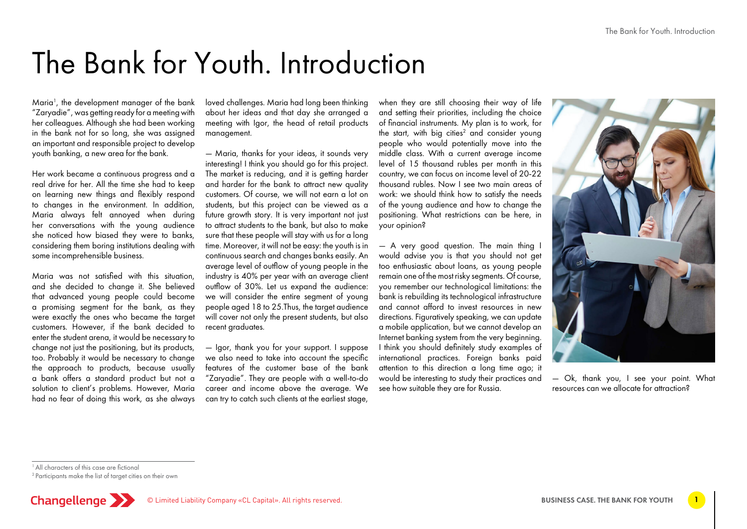# The Bank for Youth. Introduction

Maria[1], the development manager of the bank "Zaryadie", was getting ready for a meeting with her colleagues. Although she had been working in the bank not for so long, she was assigned an important and responsible project to develop youth banking, a new area for the bank.

Her work became a continuous progress and a real drive for her. All the time she had to keep on learning new things and flexibly respond to changes in the environment. In addition, Maria always felt annoyed when during her conversations with the young audience she noticed how biased they were to banks, considering them boring institutions dealing with some incomprehensible business.

Maria was not satisfied with this situation, and she decided to change it. She believed that advanced young people could become a promising segment for the bank, as they were exactly the ones who became the target customers. However, if the bank decided to enter the student arena, it would be necessary to change not just the positioning, but its products, too. Probably it would be necessary to change the approach to products, because usually a bank offers a standard product but not a solution to client's problems. However, Maria had no fear of doing this work, as she always loved challenges. Maria had long been thinking about her ideas and that day she arranged a meeting with Igor, the head of retail products management.

— Maria, thanks for your ideas, it sounds very interesting! I think you should go for this project. The market is reducing, and it is getting harder and harder for the bank to attract new quality customers. Of course, we will not earn a lot on students, but this project can be viewed as a future growth story. It is very important not just to attract students to the bank, but also to make sure that these people will stay with us for a long time. Moreover, it will not be easy: the youth is in continuous search and changes banks easily. An average level of outflow of young people in the industry is 40% per year with an average client outflow of 30%. Let us expand the audience: we will consider the entire segment of young people aged 18 to 25.Thus, the target audience will cover not only the present students, but also recent graduates.

— Igor, thank you for your support. I suppose we also need to take into account the specific features of the customer base of the bank "Zaryadie". They are people with a well-to-do career and income above the average. We can try to catch such clients at the earliest stage, when they are still choosing their way of life and setting their priorities, including the choice of financial instruments. My plan is to work, for the start, with big cities[2] and consider young people who would potentially move into the middle class. With a current average income level of 15 thousand rubles per month in this country, we can focus on income level of 20-22 thousand rubles. Now I see two main areas of work: we should think how to satisfy the needs of the young audience and how to change the positioning. What restrictions can be here, in your opinion?

— A very good question. The main thing I would advise you is that you should not get too enthusiastic about loans, as young people remain one of the most risky segments. Of course, you remember our technological limitations: the bank is rebuilding its technological infrastructure and cannot afford to invest resources in new directions. Figuratively speaking, we can update a mobile application, but we cannot develop an Internet banking system from the very beginning. I think you should definitely study examples of international practices. Foreign banks paid attention to this direction a long time ago; it would be interesting to study their practices and see how suitable they are for Russia.

— Ok, thank you, I see your point. What resources can we allocate for attraction?

---

[1] All characters of this case are fictional

[2] Participants make the list of target cities on their own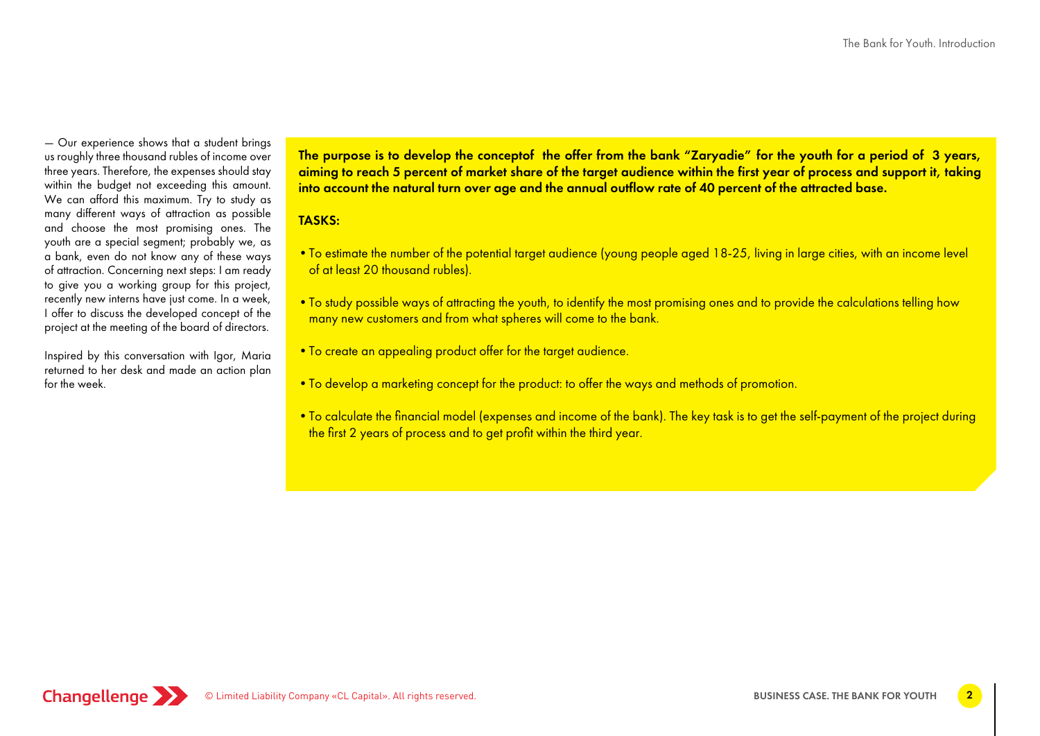— Our experience shows that a student brings us roughly three thousand rubles of income over three years. Therefore, the expenses should stay within the budget not exceeding this amount. We can afford this maximum. Try to study as many different ways of attraction as possible and choose the most promising ones. The youth are a special segment; probably we, as a bank, even do not know any of these ways of attraction. Concerning next steps: I am ready to give you a working group for this project, recently new interns have just come. In a week, I offer to discuss the developed concept of the project at the meeting of the board of directors.

Inspired by this conversation with Igor, Maria returned to her desk and made an action plan for the week.

**The purpose is to develop the conceptof the offer from the bank "Zaryadie" for the youth for a period of 3 years, aiming to reach 5 percent of market share of the target audience within the first year of process and support it, taking into account the natural turn over age and the annual outflow rate of 40 percent of the attracted base.**

**TASKS:**

- To estimate the number of the potential target audience (young people aged 18-25, living in large cities, with an income level of at least 20 thousand rubles).
- To study possible ways of attracting the youth, to identify the most promising ones and to provide the calculations telling how many new customers and from what spheres will come to the bank.
- To create an appealing product offer for the target audience.
- To develop a marketing concept for the product: to offer the ways and methods of promotion.
- To calculate the financial model (expenses and income of the bank). The key task is to get the self-payment of the project during the first 2 years of process and to get profit within the third year.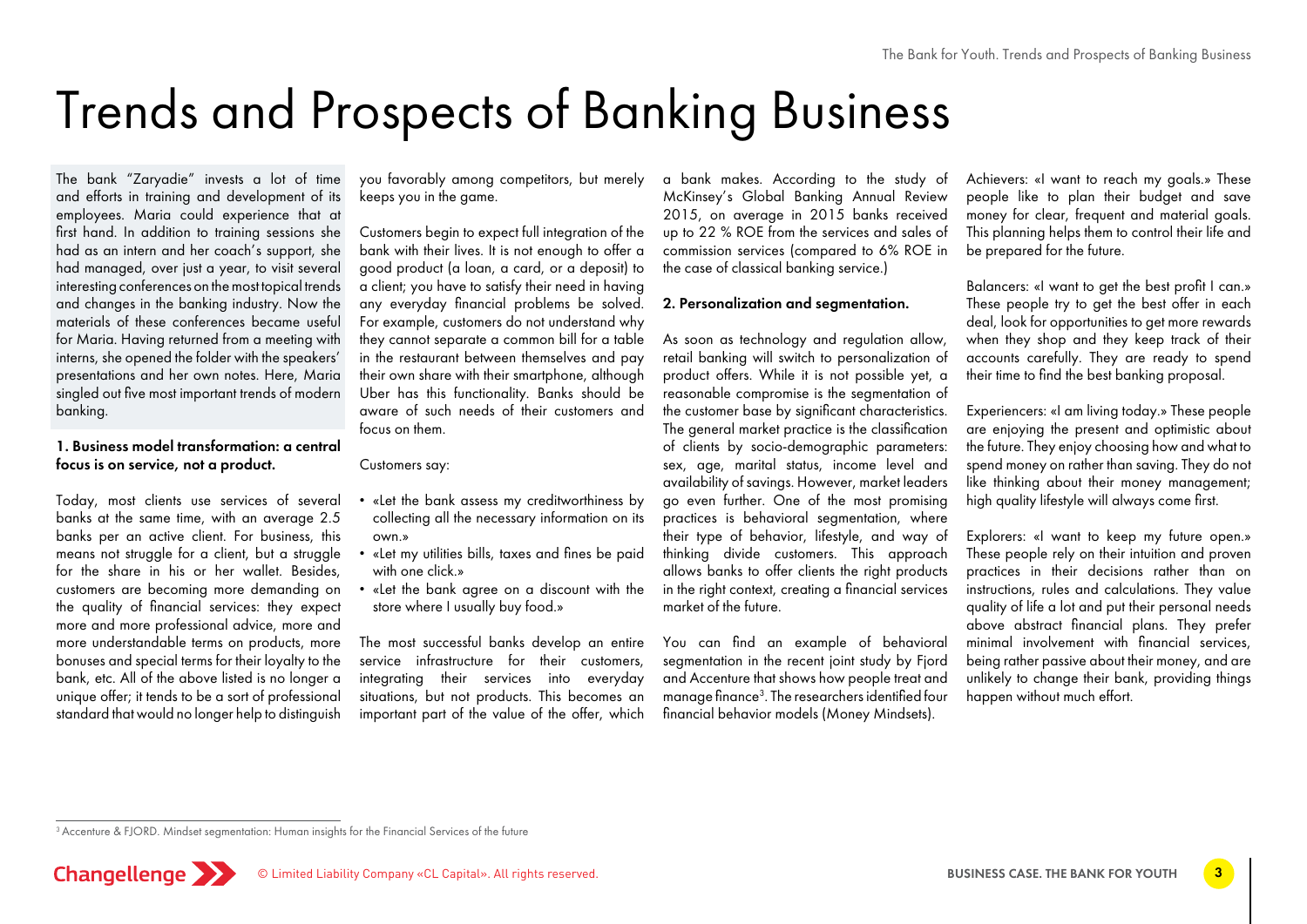# Trends and Prospects of Banking Business

The bank "Zaryadie" invests a lot of time and efforts in training and development of its employees. Maria could experience that at first hand. In addition to training sessions she had as an intern and her coach's support, she had managed, over just a year, to visit several interesting conferences on the most topical trends and changes in the banking industry. Now the materials of these conferences became useful for Maria. Having returned from a meeting with interns, she opened the folder with the speakers' presentations and her own notes. Here, Maria singled out five most important trends of modern banking.

**1. Business model transformation: a central focus is on service, not a product.**

Today, most clients use services of several banks at the same time, with an average 2.5 banks per an active client. For business, this means not struggle for a client, but a struggle for the share in his or her wallet. Besides, customers are becoming more demanding on the quality of financial services: they expect more and more professional advice, more and more understandable terms on products, more bonuses and special terms for their loyalty to the bank, etc. All of the above listed is no longer a unique offer; it tends to be a sort of professional standard that would no longer help to distinguish you favorably among competitors, but merely keeps you in the game.

Customers begin to expect full integration of the bank with their lives. It is not enough to offer a good product (a loan, a card, or a deposit) to a client; you have to satisfy their need in having any everyday financial problems be solved. For example, customers do not understand why they cannot separate a common bill for a table in the restaurant between themselves and pay their own share with their smartphone, although Uber has this functionality. Banks should be aware of such needs of their customers and focus on them.

Customers say:

- «Let the bank assess my creditworthiness by collecting all the necessary information on its own.»
- «Let my utilities bills, taxes and fines be paid with one click.»
- «Let the bank agree on a discount with the store where I usually buy food.»

The most successful banks develop an entire service infrastructure for their customers, integrating their services into everyday situations, but not products. This becomes an important part of the value of the offer, which a bank makes. According to the study of McKinsey's Global Banking Annual Review 2015, on average in 2015 banks received up to 22 % ROE from the services and sales of commission services (compared to 6% ROE in the case of classical banking service.)

**2. Personalization and segmentation.**

As soon as technology and regulation allow, retail banking will switch to personalization of product offers. While it is not possible yet, a reasonable compromise is the segmentation of the customer base by significant characteristics. The general market practice is the classification of clients by socio-demographic parameters: sex, age, marital status, income level and availability of savings. However, market leaders go even further. One of the most promising practices is behavioral segmentation, where their type of behavior, lifestyle, and way of thinking divide customers. This approach allows banks to offer clients the right products in the right context, creating a financial services market of the future.

You can find an example of behavioral segmentation in the recent joint study by Fjord and Accenture that shows how people treat and manage finance[3]. The researchers identified four financial behavior models (Money Mindsets).

Achievers: «I want to reach my goals.» These people like to plan their budget and save money for clear, frequent and material goals. This planning helps them to control their life and be prepared for the future.

Balancers: «I want to get the best profit I can.» These people try to get the best offer in each deal, look for opportunities to get more rewards when they shop and they keep track of their accounts carefully. They are ready to spend their time to find the best banking proposal.

Experiencers: «I am living today.» These people are enjoying the present and optimistic about the future. They enjoy choosing how and what to spend money on rather than saving. They do not like thinking about their money management; high quality lifestyle will always come first.

Explorers: «I want to keep my future open.» These people rely on their intuition and proven practices in their decisions rather than on instructions, rules and calculations. They value quality of life a lot and put their personal needs above abstract financial plans. They prefer minimal involvement with financial services, being rather passive about their money, and are unlikely to change their bank, providing things happen without much effort.

---

[3] Accenture & FJORD. Mindset segmentation: Human insights for the Financial Services of the future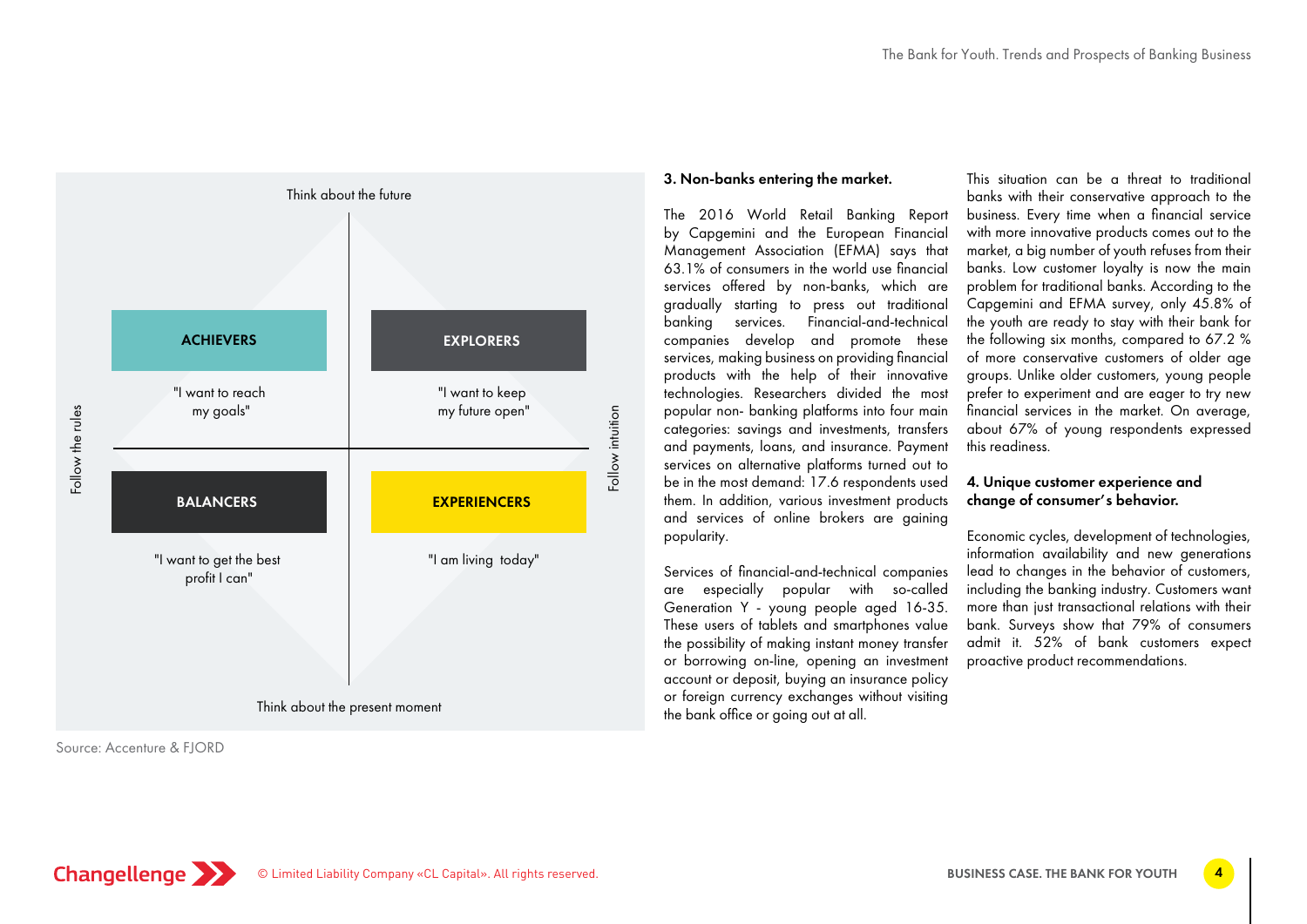Think about the future

| Follow the rules | | Follow intuition |
|---|---|---|
| **ACHIEVERS** "I want to reach my goals" | **EXPLORERS** "I want to keep my future open" | |
| **BALANCERS** "I want to get the best profit I can" | **EXPERIENCERS** "I am living today" | |

Think about the present moment

Source: Accenture & FJORD

### 3. Non-banks entering the market.

The 2016 World Retail Banking Report by Capgemini and the European Financial Management Association (EFMA) says that 63.1% of consumers in the world use financial services offered by non-banks, which are gradually starting to press out traditional banking services. Financial-and-technical companies develop and promote these services, making business on providing financial products with the help of their innovative technologies. Researchers divided the most popular non- banking platforms into four main categories: savings and investments, transfers and payments, loans, and insurance. Payment services on alternative platforms turned out to be in the most demand: 17.6 respondents used them. In addition, various investment products and services of online brokers are gaining popularity.

Services of financial-and-technical companies are especially popular with so-called Generation Y - young people aged 16-35. These users of tablets and smartphones value the possibility of making instant money transfer or borrowing on-line, opening an investment account or deposit, buying an insurance policy or foreign currency exchanges without visiting the bank office or going out at all.

This situation can be a threat to traditional banks with their conservative approach to the business. Every time when a financial service with more innovative products comes out to the market, a big number of youth refuses from their banks. Low customer loyalty is now the main problem for traditional banks. According to the Capgemini and EFMA survey, only 45.8% of the youth are ready to stay with their bank for the following six months, compared to 67.2 % of more conservative customers of older age groups. Unlike older customers, young people prefer to experiment and are eager to try new financial services in the market. On average, about 67% of young respondents expressed this readiness.

### 4. Unique customer experience and change of consumer's behavior.

Economic cycles, development of technologies, information availability and new generations lead to changes in the behavior of customers, including the banking industry. Customers want more than just transactional relations with their bank. Surveys show that 79% of consumers admit it. 52% of bank customers expect proactive product recommendations.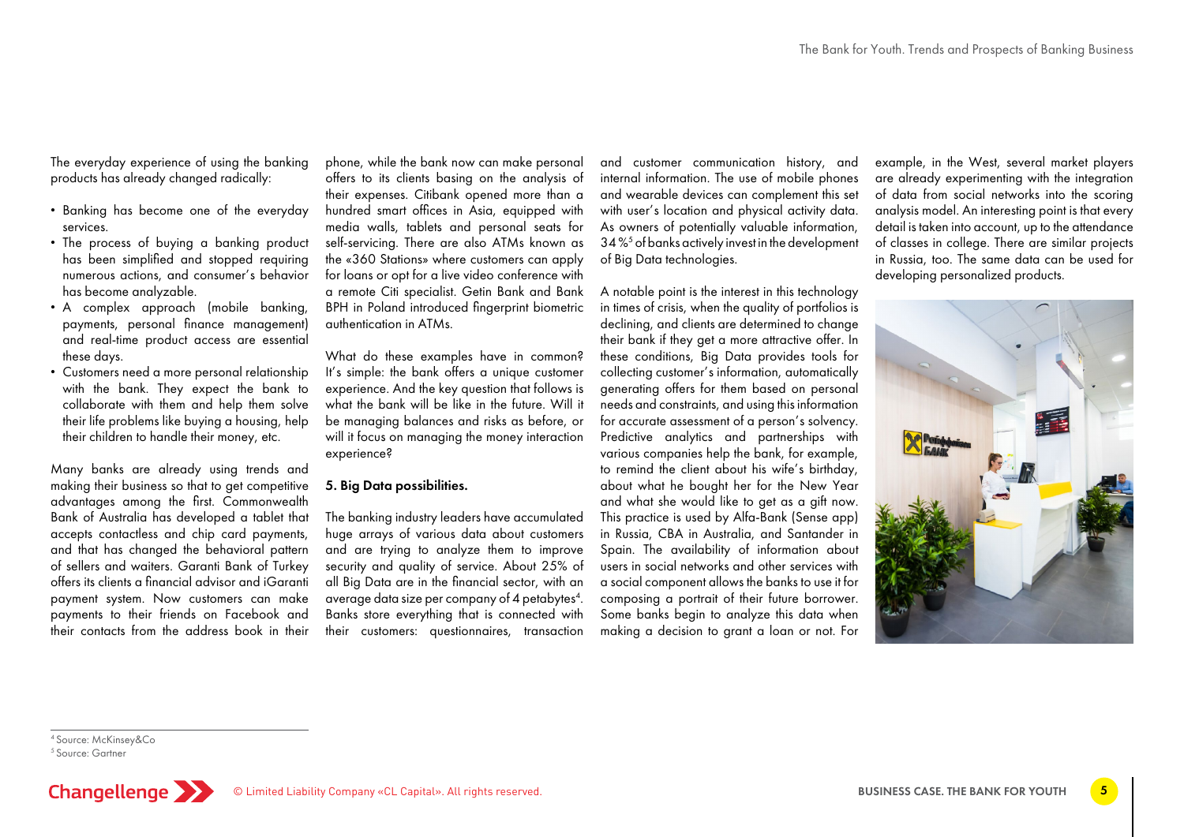The everyday experience of using the banking products has already changed radically:

- Banking has become one of the everyday services.
- The process of buying a banking product has been simplified and stopped requiring numerous actions, and consumer's behavior has become analyzable.
- A complex approach (mobile banking, payments, personal finance management) and real-time product access are essential these days.
- Customers need a more personal relationship with the bank. They expect the bank to collaborate with them and help them solve their life problems like buying a housing, help their children to handle their money, etc.

Many banks are already using trends and making their business so that to get competitive advantages among the first. Commonwealth Bank of Australia has developed a tablet that accepts contactless and chip card payments, and that has changed the behavioral pattern of sellers and waiters. Garanti Bank of Turkey offers its clients a financial advisor and iGaranti payment system. Now customers can make payments to their friends on Facebook and their contacts from the address book in their phone, while the bank now can make personal offers to its clients basing on the analysis of their expenses. Citibank opened more than a hundred smart offices in Asia, equipped with media walls, tablets and personal seats for self-servicing. There are also ATMs known as the «360 Stations» where customers can apply for loans or opt for a live video conference with a remote Citi specialist. Getin Bank and Bank BPH in Poland introduced fingerprint biometric authentication in ATMs.

What do these examples have in common? It's simple: the bank offers a unique customer experience. And the key question that follows is what the bank will be like in the future. Will it be managing balances and risks as before, or will it focus on managing the money interaction experience?

**5. Big Data possibilities.**

The banking industry leaders have accumulated huge arrays of various data about customers and are trying to analyze them to improve security and quality of service. About 25% of all Big Data are in the financial sector, with an average data size per company of 4 petabytes[4]. Banks store everything that is connected with their customers: questionnaires, transaction and customer communication history, and internal information. The use of mobile phones and wearable devices can complement this set with user's location and physical activity data. As owners of potentially valuable information, 34%[5] of banks actively invest in the development of Big Data technologies.

A notable point is the interest in this technology in times of crisis, when the quality of portfolios is declining, and clients are determined to change their bank if they get a more attractive offer. In these conditions, Big Data provides tools for collecting customer's information, automatically generating offers for them based on personal needs and constraints, and using this information for accurate assessment of a person's solvency. Predictive analytics and partnerships with various companies help the bank, for example, to remind the client about his wife's birthday, about what he bought her for the New Year and what she would like to get as a gift now. This practice is used by Alfa-Bank (Sense app) in Russia, CBA in Australia, and Santander in Spain. The availability of information about users in social networks and other services with a social component allows the banks to use it for composing a portrait of their future borrower. Some banks begin to analyze this data when making a decision to grant a loan or not. For example, in the West, several market players are already experimenting with the integration of data from social networks into the scoring analysis model. An interesting point is that every detail is taken into account, up to the attendance of classes in college. There are similar projects in Russia, too. The same data can be used for developing personalized products.

[4] Source: McKinsey&Co

[5] Source: Gartner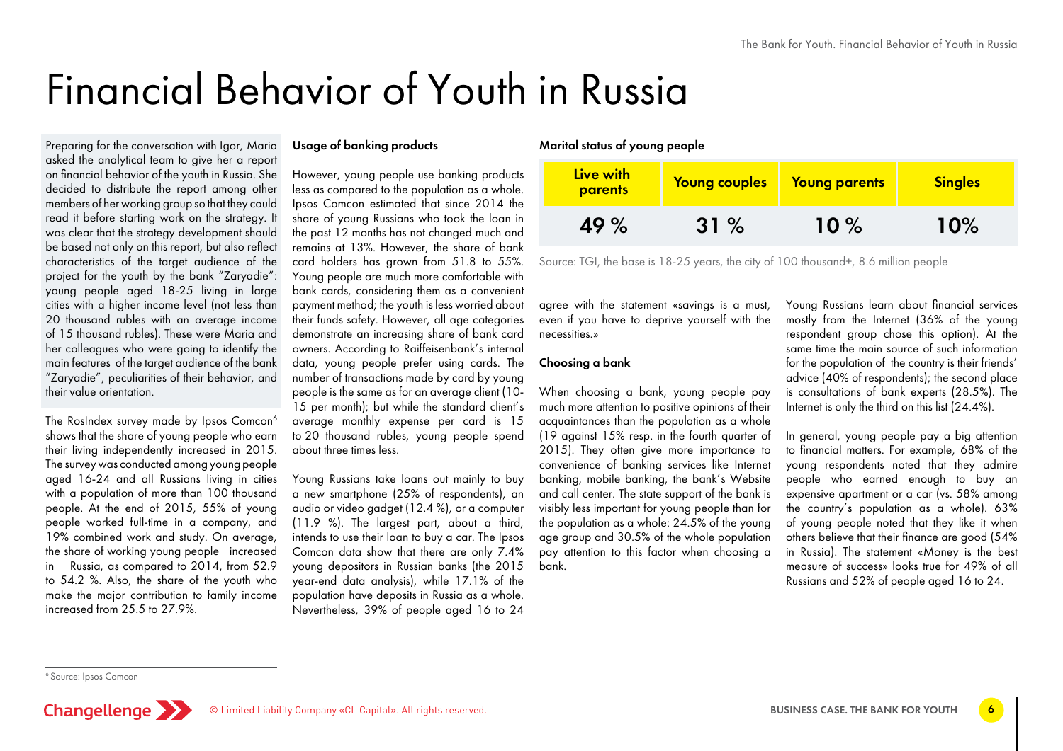# Financial Behavior of Youth in Russia

Preparing for the conversation with Igor, Maria asked the analytical team to give her a report on financial behavior of the youth in Russia. She decided to distribute the report among other members of her working group so that they could read it before starting work on the strategy. It was clear that the strategy development should be based not only on this report, but also reflect characteristics of the target audience of the project for the youth by the bank "Zaryadie": young people aged 18-25 living in large cities with a higher income level (not less than 20 thousand rubles with an average income of 15 thousand rubles). These were Maria and her colleagues who were going to identify the main features of the target audience of the bank "Zaryadie", peculiarities of their behavior, and their value orientation.

The RosIndex survey made by Ipsos Comcon[6] shows that the share of young people who earn their living independently increased in 2015. The survey was conducted among young people aged 16-24 and all Russians living in cities with a population of more than 100 thousand people. At the end of 2015, 55% of young people worked full-time in a company, and 19% combined work and study. On average, the share of working young people increased in Russia, as compared to 2014, from 52.9 to 54.2 %. Also, the share of the youth who make the major contribution to family income increased from 25.5 to 27.9%.

### Usage of banking products

However, young people use banking products less as compared to the population as a whole. Ipsos Comcon estimated that since 2014 the share of young Russians who took the loan in the past 12 months has not changed much and remains at 13%. However, the share of bank card holders has grown from 51.8 to 55%. Young people are much more comfortable with bank cards, considering them as a convenient payment method; the youth is less worried about their funds safety. However, all age categories demonstrate an increasing share of bank card owners. According to Raiffeisenbank's internal data, young people prefer using cards. The number of transactions made by card by young people is the same as for an average client (10-15 per month); but while the standard client's average monthly expense per card is 15 to 20 thousand rubles, young people spend about three times less.

Young Russians take loans out mainly to buy a new smartphone (25% of respondents), an audio or video gadget (12.4 %), or a computer (11.9 %). The largest part, about a third, intends to use their loan to buy a car. The Ipsos Comcon data show that there are only 7.4% young depositors in Russian banks (the 2015 year-end data analysis), while 17.1% of the population have deposits in Russia as a whole. Nevertheless, 39% of people aged 16 to 24 agree with the statement «savings is a must, even if you have to deprive yourself with the necessities.»

### Marital status of young people

| Live with parents | Young couples | Young parents | Singles |
|---|---|---|---|
| 49 % | 31 % | 10 % | 10% |

Source: TGI, the base is 18-25 years, the city of 100 thousand+, 8.6 million people

### Choosing a bank

When choosing a bank, young people pay much more attention to positive opinions of their acquaintances than the population as a whole (19 against 15% resp. in the fourth quarter of 2015). They often give more importance to convenience of banking services like Internet banking, mobile banking, the bank's Website and call center. The state support of the bank is visibly less important for young people than for the population as a whole: 24.5% of the young age group and 30.5% of the whole population pay attention to this factor when choosing a bank.

Young Russians learn about financial services mostly from the Internet (36% of the young respondent group chose this option). At the same time the main source of such information for the population of the country is their friends' advice (40% of respondents); the second place is consultations of bank experts (28.5%). The Internet is only the third on this list (24.4%).

In general, young people pay a big attention to financial matters. For example, 68% of the young respondents noted that they admire people who earned enough to buy an expensive apartment or a car (vs. 58% among the country's population as a whole). 63% of young people noted that they like it when others believe that their finance are good (54% in Russia). The statement «Money is the best measure of success» looks true for 49% of all Russians and 52% of people aged 16 to 24.

---

[6] Source: Ipsos Comcon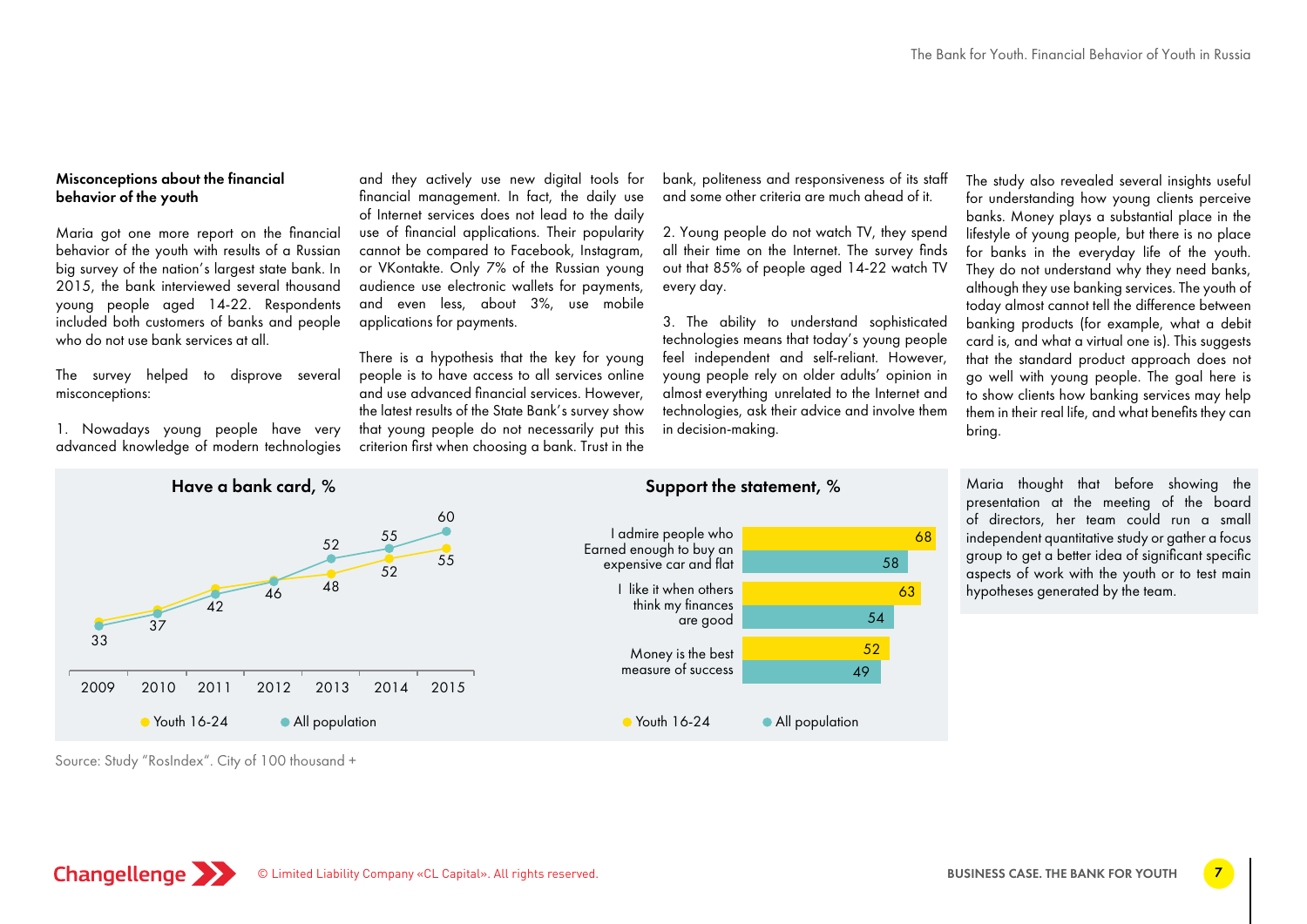### Misconceptions about the financial behavior of the youth

Maria got one more report on the financial behavior of the youth with results of a Russian big survey of the nation's largest state bank. In 2015, the bank interviewed several thousand young people aged 14-22. Respondents included both customers of banks and people who do not use bank services at all.

The survey helped to disprove several misconceptions:

1. Nowadays young people have very advanced knowledge of modern technologies and they actively use new digital tools for financial management. In fact, the daily use of Internet services does not lead to the daily use of financial applications. Their popularity cannot be compared to Facebook, Instagram, or VKontakte. Only 7% of the Russian young audience use electronic wallets for payments, and even less, about 3%, use mobile applications for payments.

There is a hypothesis that the key for young people is to have access to all services online and use advanced financial services. However, the latest results of the State Bank's survey show that young people do not necessarily put this criterion first when choosing a bank. Trust in the bank, politeness and responsiveness of its staff and some other criteria are much ahead of it.

2. Young people do not watch TV, they spend all their time on the Internet. The survey finds out that 85% of people aged 14-22 watch TV every day.

3. The ability to understand sophisticated technologies means that today's young people feel independent and self-reliant. However, young people rely on older adults' opinion in almost everything unrelated to the Internet and technologies, ask their advice and involve them in decision-making.

The study also revealed several insights useful for understanding how young clients perceive banks. Money plays a substantial place in the lifestyle of young people, but there is no place for banks in the everyday life of the youth. They do not understand why they need banks, although they use banking services. The youth of today almost cannot tell the difference between banking products (for example, what a debit card is, and what a virtual one is). This suggests that the standard product approach does not go well with young people. The goal here is to show clients how banking services may help them in their real life, and what benefits they can bring.

**Have a bank card, %**

| Year | Youth 16-24 | All population |
|---|---|---|
| 2009 | | 33 |
| 2010 | | 37 |
| 2011 | | 42 |
| 2012 | 46 | 46 |
| 2013 | 48 | 52 |
| 2014 | 52 | 55 |
| 2015 | 55 | 60 |

**Support the statement, %**

| Statement | Youth 16-24 | All population |
|---|---|---|
| I admire people who Earned enough to buy an expensive car and flat | 68 | 58 |
| I like it when others think my finances are good | 63 | 54 |
| Money is the best measure of success | 52 | 49 |

Maria thought that before showing the presentation at the meeting of the board of directors, her team could run a small independent quantitative study or gather a focus group to get a better idea of significant specific aspects of work with the youth or to test main hypotheses generated by the team.

Source: Study "RosIndex". City of 100 thousand +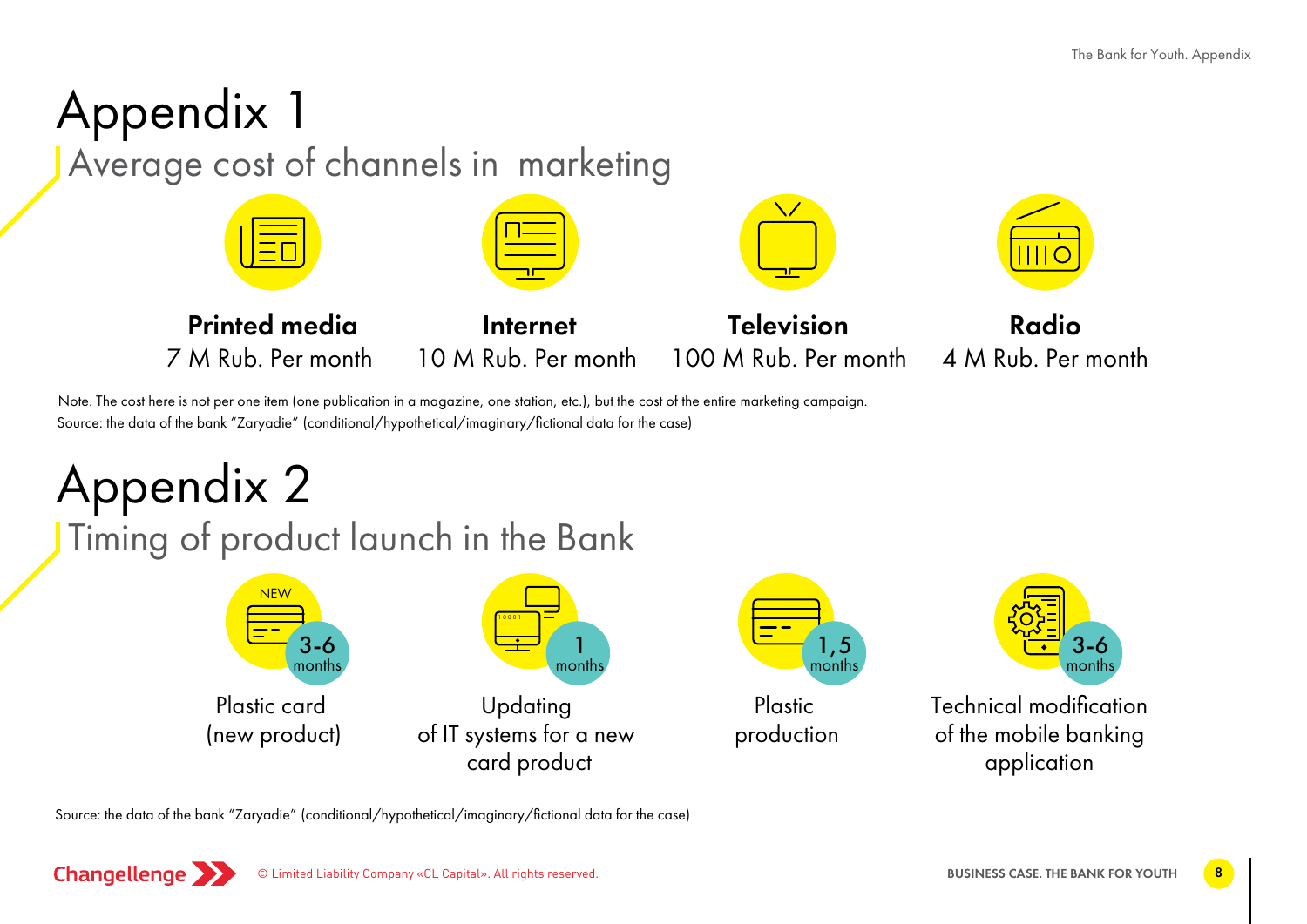# Appendix 1

## Average cost of channels in marketing

| Printed media | Internet | Television | Radio |
|---|---|---|---|
| 7 M Rub. Per month | 10 M Rub. Per month | 100 M Rub. Per month | 4 M Rub. Per month |

Note. The cost here is not per one item (one publication in a magazine, one station, etc.), but the cost of the entire marketing campaign.
Source: the data of the bank "Zaryadie" (conditional/hypothetical/imaginary/fictional data for the case)

# Appendix 2

## Timing of product launch in the Bank

| Plastic card (new product) | Updating of IT systems for a new card product | Plastic production | Technical modification of the mobile banking application |
|---|---|---|---|
| 3-6 months | 1 months | 1,5 months | 3-6 months |

Source: the data of the bank "Zaryadie" (conditional/hypothetical/imaginary/fictional data for the case)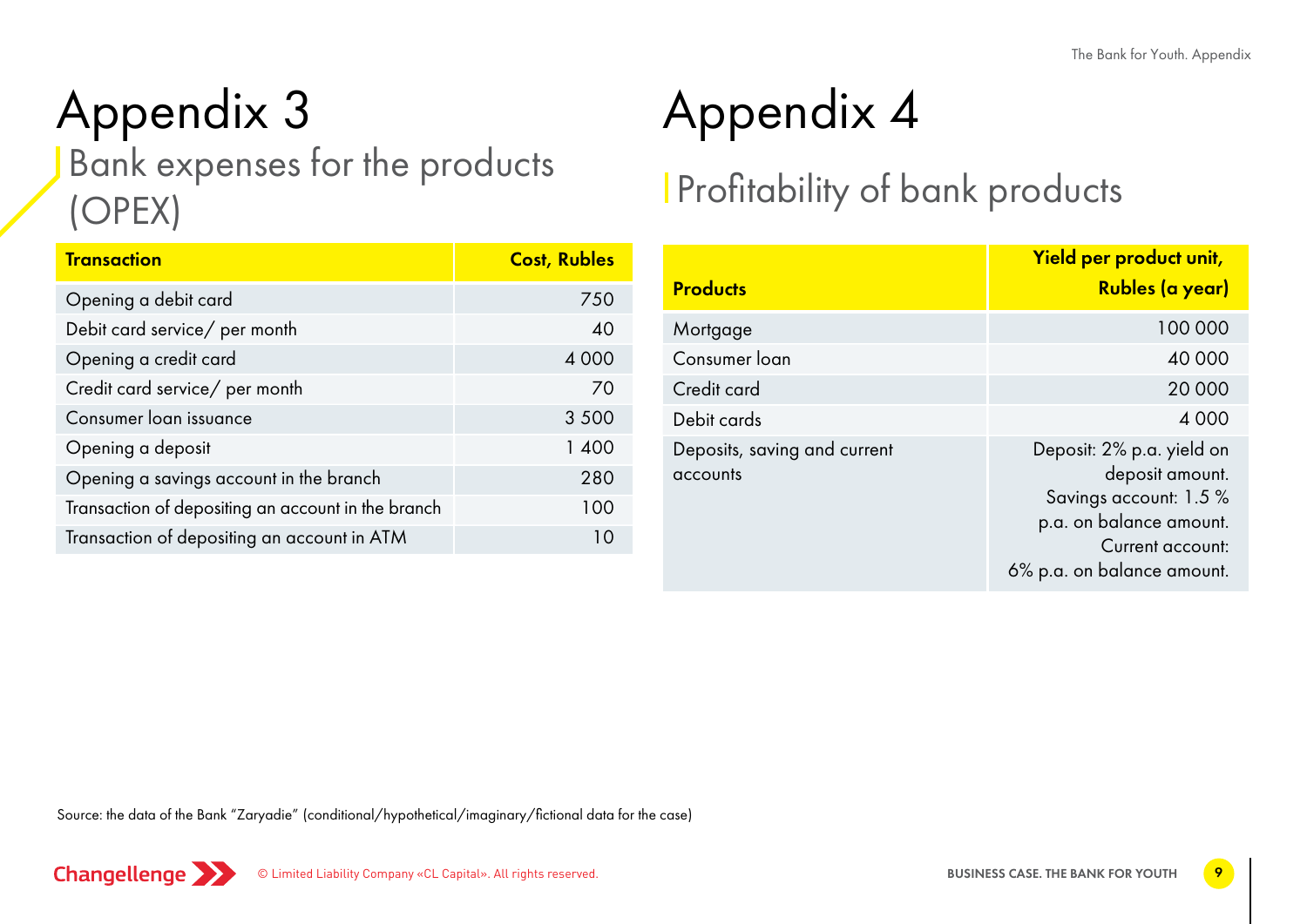# Appendix 3

## Bank expenses for the products (OPEX)

| Transaction | Cost, Rubles |
|---|---|
| Opening a debit card | 750 |
| Debit card service/ per month | 40 |
| Opening a credit card | 4 000 |
| Credit card service/ per month | 70 |
| Consumer loan issuance | 3 500 |
| Opening a deposit | 1 400 |
| Opening a savings account in the branch | 280 |
| Transaction of depositing an account in the branch | 100 |
| Transaction of depositing an account in ATM | 10 |

# Appendix 4

## Profitability of bank products

| Products | Yield per product unit, Rubles (a year) |
|---|---|
| Mortgage | 100 000 |
| Consumer loan | 40 000 |
| Credit card | 20 000 |
| Debit cards | 4 000 |
| Deposits, saving and current accounts | Deposit: 2% p.a. yield on deposit amount. Savings account: 1.5 % p.a. on balance amount. Current account: 6% p.a. on balance amount. |

Source: the data of the Bank "Zaryadie" (conditional/hypothetical/imaginary/fictional data for the case)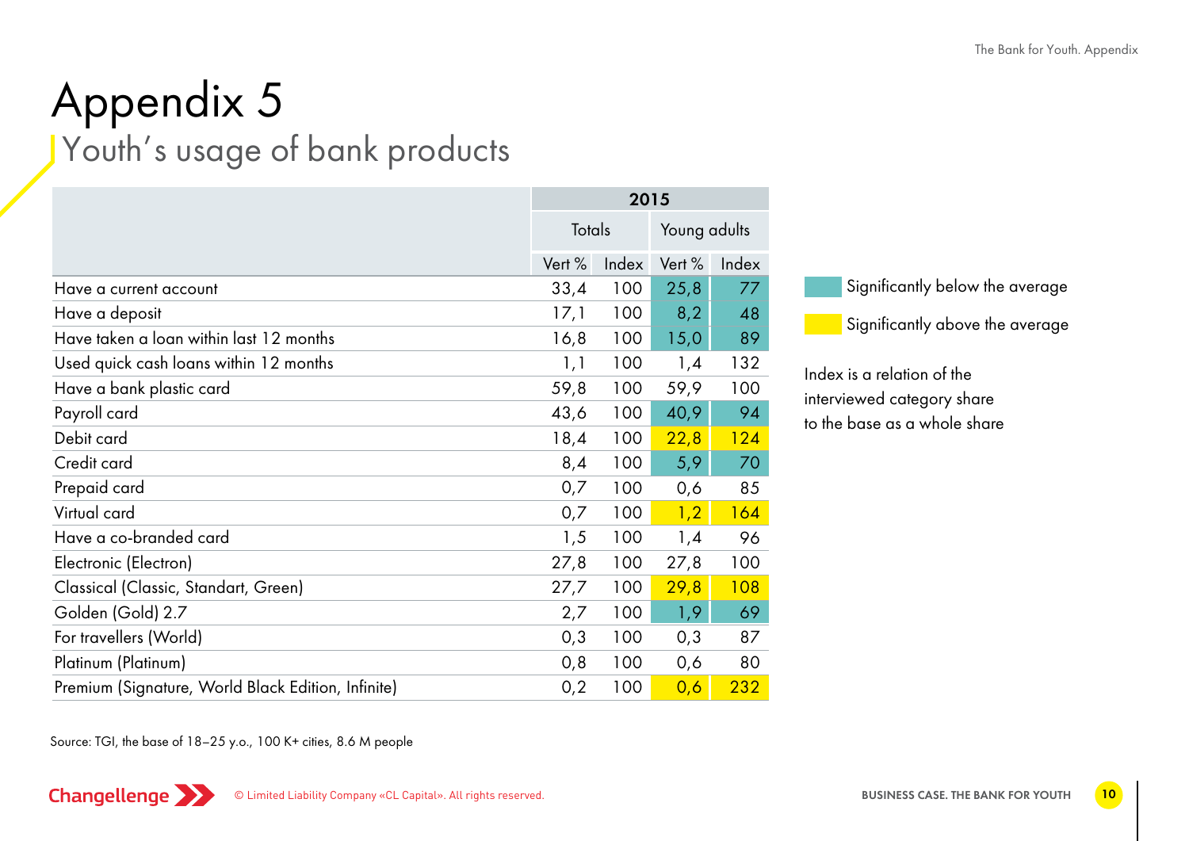# Appendix 5

## Youth's usage of bank products

| | 2015 | | | |
|---|---|---|---|---|
| | Totals | | Young adults | |
| | Vert % | Index | Vert % | Index |
| Have a current account | 33,4 | 100 | 25,8 | 77 |
| Have a deposit | 17,1 | 100 | 8,2 | 48 |
| Have taken a loan within last 12 months | 16,8 | 100 | 15,0 | 89 |
| Used quick cash loans within 12 months | 1,1 | 100 | 1,4 | 132 |
| Have a bank plastic card | 59,8 | 100 | 59,9 | 100 |
| Payroll card | 43,6 | 100 | 40,9 | 94 |
| Debit card | 18,4 | 100 | 22,8 | 124 |
| Credit card | 8,4 | 100 | 5,9 | 70 |
| Prepaid card | 0,7 | 100 | 0,6 | 85 |
| Virtual card | 0,7 | 100 | 1,2 | 164 |
| Have a co-branded card | 1,5 | 100 | 1,4 | 96 |
| Electronic (Electron) | 27,8 | 100 | 27,8 | 100 |
| Classical (Classic, Standart, Green) | 27,7 | 100 | 29,8 | 108 |
| Golden (Gold) 2.7 | 2,7 | 100 | 1,9 | 69 |
| For travellers (World) | 0,3 | 100 | 0,3 | 87 |
| Platinum (Platinum) | 0,8 | 100 | 0,6 | 80 |
| Premium (Signature, World Black Edition, Infinite) | 0,2 | 100 | 0,6 | 232 |

Significantly below the average (Have a current account, Have a deposit, Have taken a loan within last 12 months, Payroll card, Credit card, Golden (Gold))

Significantly above the average (Debit card, Virtual card, Classical (Classic, Standart, Green), Premium (Signature, World Black Edition, Infinite))

Index is a relation of the interviewed category share to the base as a whole share

Source: TGI, the base of 18–25 y.o., 100 K+ cities, 8.6 M people